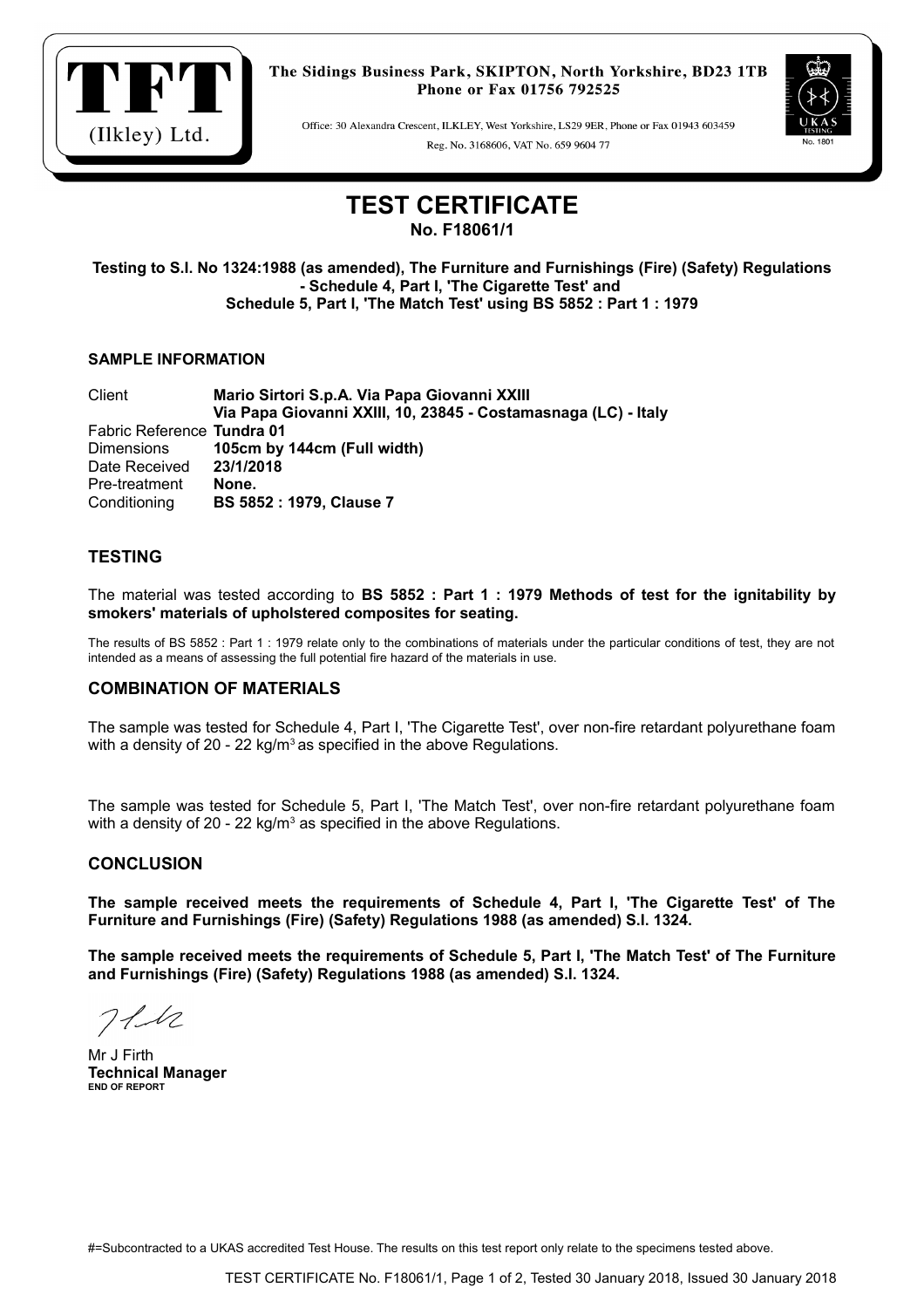TFT (Ilkley) Ltd.

The Sidings Business Park, SKIPTON, North Yorkshire, BD23 1TB
Phone or Fax 01756 792525

Office: 30 Alexandra Crescent, ILKLEY, West Yorkshire, LS29 9ER, Phone or Fax 01943 603459
Reg. No. 3168606, VAT No. 659 9604 77

UKAS TESTING No. 1801

# TEST CERTIFICATE

**No. F18061/1**

**Testing to S.I. No 1324:1988 (as amended), The Furniture and Furnishings (Fire) (Safety) Regulations - Schedule 4, Part I, 'The Cigarette Test' and Schedule 5, Part I, 'The Match Test' using BS 5852 : Part 1 : 1979**

### SAMPLE INFORMATION

| | |
|---|---|
| Client | **Mario Sirtori S.p.A. Via Papa Giovanni XXIII**<br>**Via Papa Giovanni XXIII, 10, 23845 - Costamasnaga (LC) - Italy** |
| Fabric Reference | **Tundra 01** |
| Dimensions | **105cm by 144cm (Full width)** |
| Date Received | **23/1/2018** |
| Pre-treatment | **None.** |
| Conditioning | **BS 5852 : 1979, Clause 7** |

## TESTING

The material was tested according to **BS 5852 : Part 1 : 1979 Methods of test for the ignitability by smokers' materials of upholstered composites for seating.**

The results of BS 5852 : Part 1 : 1979 relate only to the combinations of materials under the particular conditions of test, they are not intended as a means of assessing the full potential fire hazard of the materials in use.

## COMBINATION OF MATERIALS

The sample was tested for Schedule 4, Part I, 'The Cigarette Test', over non-fire retardant polyurethane foam with a density of 20 - 22 kg/$m^3$ as specified in the above Regulations.

The sample was tested for Schedule 5, Part I, 'The Match Test', over non-fire retardant polyurethane foam with a density of 20 - 22 kg/$m^3$ as specified in the above Regulations.

## CONCLUSION

**The sample received meets the requirements of Schedule 4, Part I, 'The Cigarette Test' of The Furniture and Furnishings (Fire) (Safety) Regulations 1988 (as amended) S.I. 1324.**

**The sample received meets the requirements of Schedule 5, Part I, 'The Match Test' of The Furniture and Furnishings (Fire) (Safety) Regulations 1988 (as amended) S.I. 1324.**

Mr J Firth
**Technical Manager**
**END OF REPORT**

#=Subcontracted to a UKAS accredited Test House. The results on this test report only relate to the specimens tested above.

TEST CERTIFICATE No. F18061/1, Page 1 of 2, Tested 30 January 2018, Issued 30 January 2018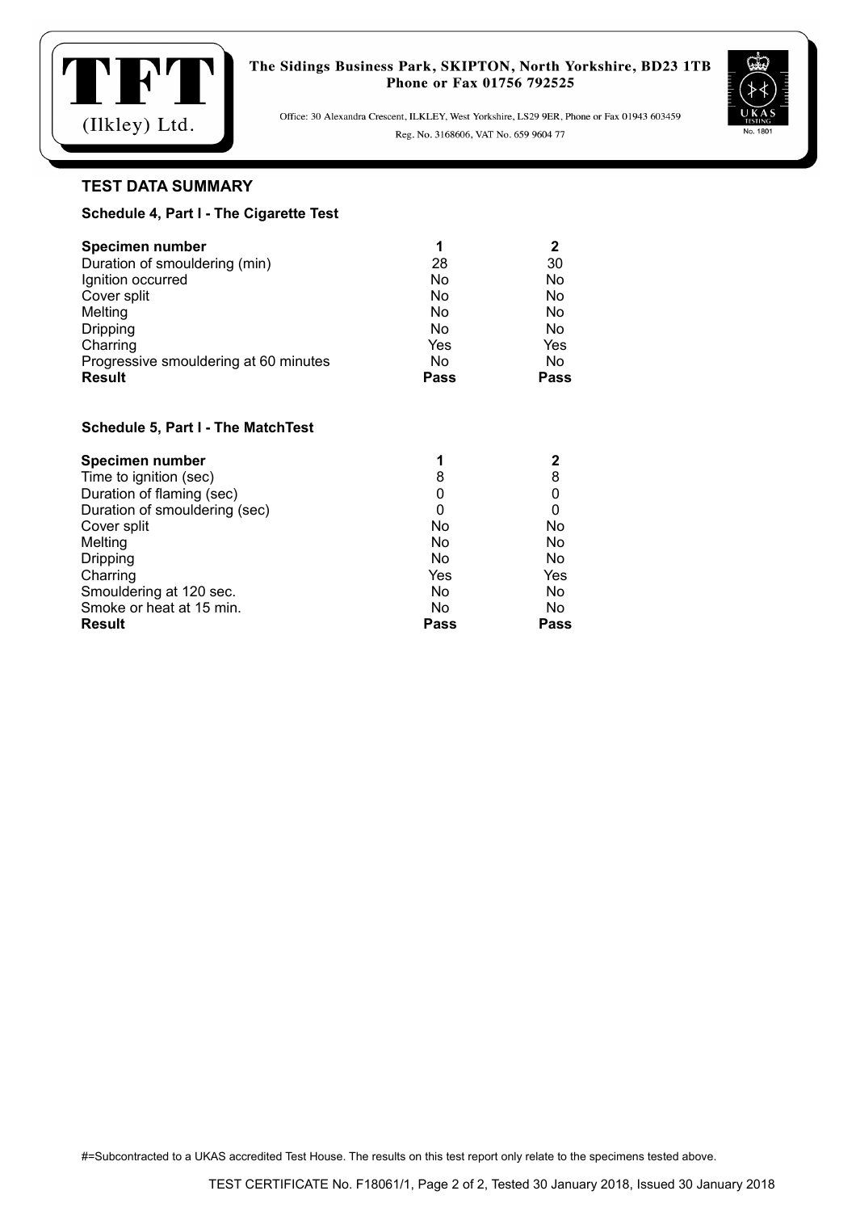**TFT (Ilkley) Ltd.**

**The Sidings Business Park, SKIPTON, North Yorkshire, BD23 1TB**
**Phone or Fax 01756 792525**

Office: 30 Alexandra Crescent, ILKLEY, West Yorkshire, LS29 9ER, Phone or Fax 01943 603459

Reg. No. 3168606, VAT No. 659 9604 77

UKAS TESTING No. 1801

## TEST DATA SUMMARY

### Schedule 4, Part I - The Cigarette Test

| Specimen number | 1 | 2 |
|---|---|---|
| Duration of smouldering (min) | 28 | 30 |
| Ignition occurred | No | No |
| Cover split | No | No |
| Melting | No | No |
| Dripping | No | No |
| Charring | Yes | Yes |
| Progressive smouldering at 60 minutes | No | No |
| **Result** | **Pass** | **Pass** |

### Schedule 5, Part I - The MatchTest

| Specimen number | 1 | 2 |
|---|---|---|
| Time to ignition (sec) | 8 | 8 |
| Duration of flaming (sec) | 0 | 0 |
| Duration of smouldering (sec) | 0 | 0 |
| Cover split | No | No |
| Melting | No | No |
| Dripping | No | No |
| Charring | Yes | Yes |
| Smouldering at 120 sec. | No | No |
| Smoke or heat at 15 min. | No | No |
| **Result** | **Pass** | **Pass** |

#=Subcontracted to a UKAS accredited Test House. The results on this test report only relate to the specimens tested above.

TEST CERTIFICATE No. F18061/1, Page 2 of 2, Tested 30 January 2018, Issued 30 January 2018